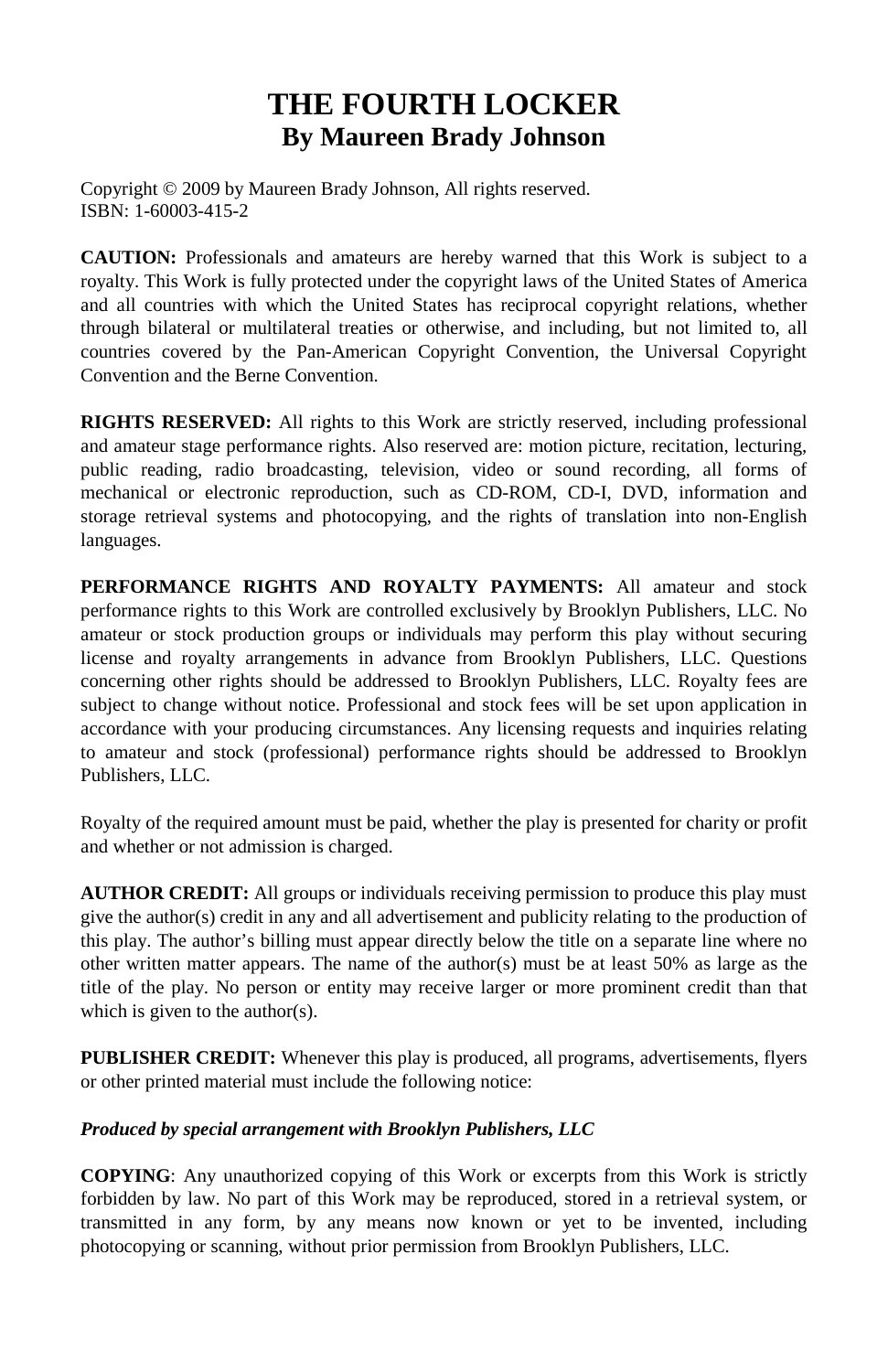# THE FOURTH LOCKER
## By Maureen Brady Johnson

Copyright © 2009 by Maureen Brady Johnson, All rights reserved.
ISBN: 1-60003-415-2

**CAUTION:** Professionals and amateurs are hereby warned that this Work is subject to a royalty. This Work is fully protected under the copyright laws of the United States of America and all countries with which the United States has reciprocal copyright relations, whether through bilateral or multilateral treaties or otherwise, and including, but not limited to, all countries covered by the Pan-American Copyright Convention, the Universal Copyright Convention and the Berne Convention.

**RIGHTS RESERVED:** All rights to this Work are strictly reserved, including professional and amateur stage performance rights. Also reserved are: motion picture, recitation, lecturing, public reading, radio broadcasting, television, video or sound recording, all forms of mechanical or electronic reproduction, such as CD-ROM, CD-I, DVD, information and storage retrieval systems and photocopying, and the rights of translation into non-English languages.

**PERFORMANCE RIGHTS AND ROYALTY PAYMENTS:** All amateur and stock performance rights to this Work are controlled exclusively by Brooklyn Publishers, LLC. No amateur or stock production groups or individuals may perform this play without securing license and royalty arrangements in advance from Brooklyn Publishers, LLC. Questions concerning other rights should be addressed to Brooklyn Publishers, LLC. Royalty fees are subject to change without notice. Professional and stock fees will be set upon application in accordance with your producing circumstances. Any licensing requests and inquiries relating to amateur and stock (professional) performance rights should be addressed to Brooklyn Publishers, LLC.

Royalty of the required amount must be paid, whether the play is presented for charity or profit and whether or not admission is charged.

**AUTHOR CREDIT:** All groups or individuals receiving permission to produce this play must give the author(s) credit in any and all advertisement and publicity relating to the production of this play. The author's billing must appear directly below the title on a separate line where no other written matter appears. The name of the author(s) must be at least 50% as large as the title of the play. No person or entity may receive larger or more prominent credit than that which is given to the author(s).

**PUBLISHER CREDIT:** Whenever this play is produced, all programs, advertisements, flyers or other printed material must include the following notice:

***Produced by special arrangement with Brooklyn Publishers, LLC***

**COPYING**: Any unauthorized copying of this Work or excerpts from this Work is strictly forbidden by law. No part of this Work may be reproduced, stored in a retrieval system, or transmitted in any form, by any means now known or yet to be invented, including photocopying or scanning, without prior permission from Brooklyn Publishers, LLC.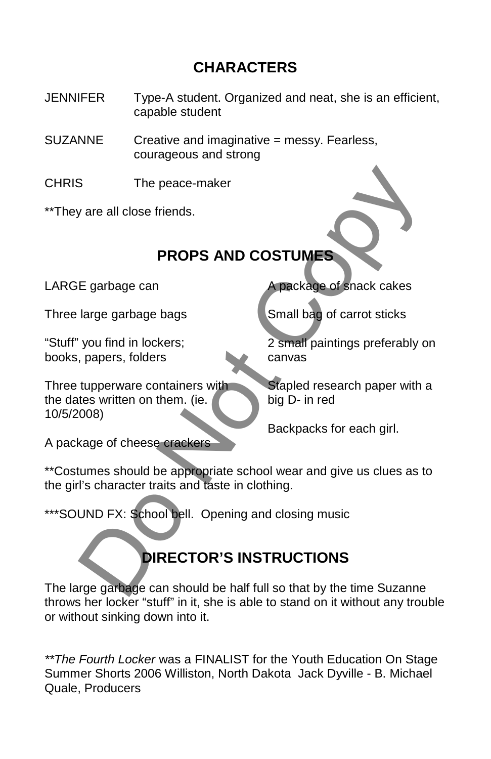## CHARACTERS

| | |
|---|---|
| JENNIFER | Type-A student. Organized and neat, she is an efficient, capable student |
| SUZANNE | Creative and imaginative = messy. Fearless, courageous and strong |
| CHRIS | The peace-maker |

**They are all close friends.

## PROPS AND COSTUMES

LARGE garbage can

Three large garbage bags

“Stuff” you find in lockers; books, papers, folders

Three tupperware containers with the dates written on them. (ie. 10/5/2008)

A package of cheese crackers

A package of snack cakes

Small bag of carrot sticks

2 small paintings preferably on canvas

Stapled research paper with a big D- in red

Backpacks for each girl.

**Costumes should be appropriate school wear and give us clues as to the girl’s character traits and taste in clothing.

***SOUND FX: School bell. Opening and closing music

## DIRECTOR’S INSTRUCTIONS

The large garbage can should be half full so that by the time Suzanne throws her locker “stuff” in it, she is able to stand on it without any trouble or without sinking down into it.

***The Fourth Locker* was a FINALIST for the Youth Education On Stage Summer Shorts 2006 Williston, North Dakota Jack Dyville - B. Michael Quale, Producers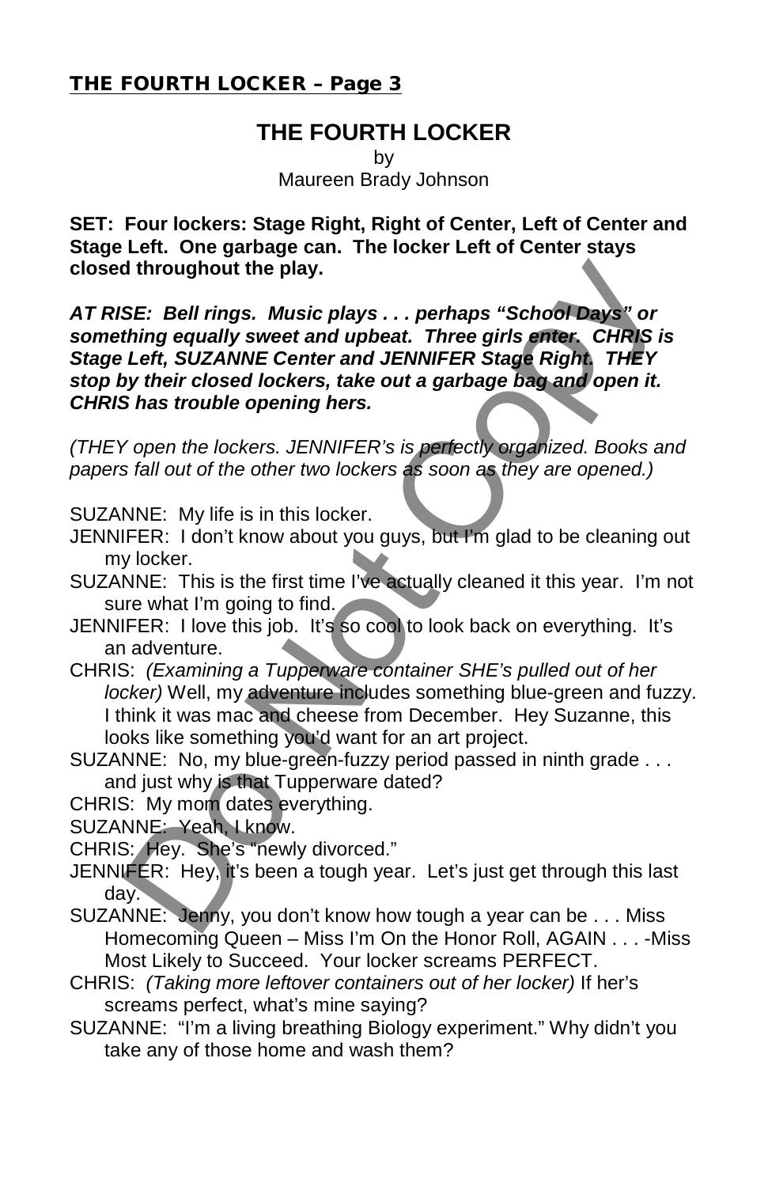# THE FOURTH LOCKER

by

Maureen Brady Johnson

**SET: Four lockers: Stage Right, Right of Center, Left of Center and Stage Left. One garbage can. The locker Left of Center stays closed throughout the play.**

***AT RISE: Bell rings. Music plays . . . perhaps "School Days" or something equally sweet and upbeat. Three girls enter. CHRIS is Stage Left, SUZANNE Center and JENNIFER Stage Right. THEY stop by their closed lockers, take out a garbage bag and open it. CHRIS has trouble opening hers.***

*(THEY open the lockers. JENNIFER's is perfectly organized. Books and papers fall out of the other two lockers as soon as they are opened.)*

SUZANNE: My life is in this locker.

JENNIFER: I don't know about you guys, but I'm glad to be cleaning out my locker.

SUZANNE: This is the first time I've actually cleaned it this year. I'm not sure what I'm going to find.

JENNIFER: I love this job. It's so cool to look back on everything. It's an adventure.

CHRIS: *(Examining a Tupperware container SHE's pulled out of her locker)* Well, my adventure includes something blue-green and fuzzy. I think it was mac and cheese from December. Hey Suzanne, this looks like something you'd want for an art project.

SUZANNE: No, my blue-green-fuzzy period passed in ninth grade . . . and just why is that Tupperware dated?

CHRIS: My mom dates everything.

SUZANNE: Yeah, I know.

CHRIS: Hey. She's "newly divorced."

JENNIFER: Hey, it's been a tough year. Let's just get through this last day.

SUZANNE: Jenny, you don't know how tough a year can be . . . Miss Homecoming Queen – Miss I'm On the Honor Roll, AGAIN . . . -Miss Most Likely to Succeed. Your locker screams PERFECT.

CHRIS: *(Taking more leftover containers out of her locker)* If her's screams perfect, what's mine saying?

SUZANNE: "I'm a living breathing Biology experiment." Why didn't you take any of those home and wash them?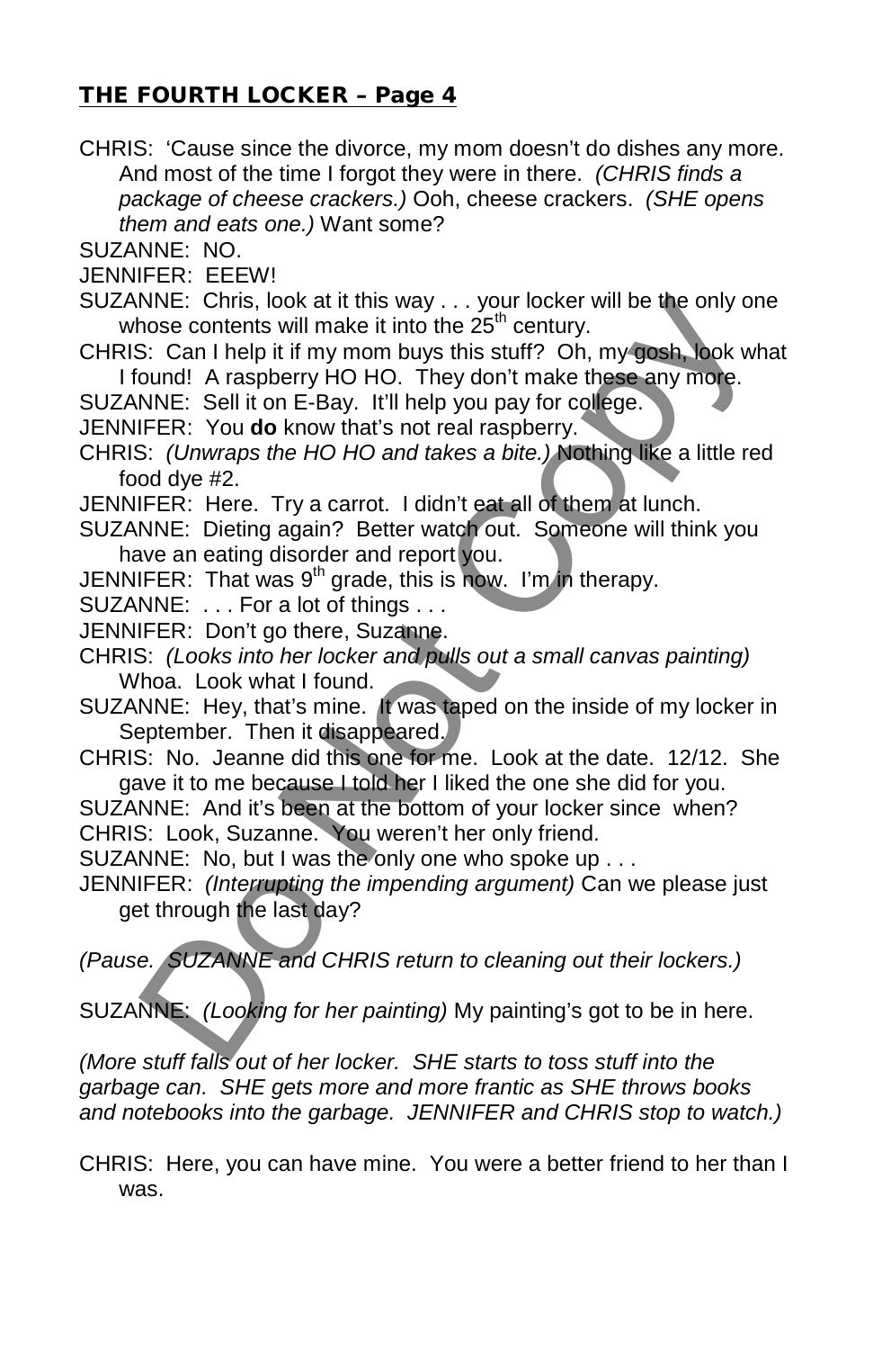CHRIS: 'Cause since the divorce, my mom doesn't do dishes any more. And most of the time I forgot they were in there. *(CHRIS finds a package of cheese crackers.)* Ooh, cheese crackers. *(SHE opens them and eats one.)* Want some?

SUZANNE: NO.

JENNIFER: EEEW!

SUZANNE: Chris, look at it this way . . . your locker will be the only one whose contents will make it into the 25th century.

CHRIS: Can I help it if my mom buys this stuff? Oh, my gosh, look what I found! A raspberry HO HO. They don't make these any more.

SUZANNE: Sell it on E-Bay. It'll help you pay for college.

JENNIFER: You **do** know that's not real raspberry.

CHRIS: *(Unwraps the HO HO and takes a bite.)* Nothing like a little red food dye #2.

JENNIFER: Here. Try a carrot. I didn't eat all of them at lunch.

SUZANNE: Dieting again? Better watch out. Someone will think you have an eating disorder and report you.

JENNIFER: That was 9th grade, this is now. I'm in therapy.

SUZANNE: . . . For a lot of things . . .

JENNIFER: Don't go there, Suzanne.

CHRIS: *(Looks into her locker and pulls out a small canvas painting)* Whoa. Look what I found.

SUZANNE: Hey, that's mine. It was taped on the inside of my locker in September. Then it disappeared.

CHRIS: No. Jeanne did this one for me. Look at the date. 12/12. She gave it to me because I told her I liked the one she did for you.

SUZANNE: And it's been at the bottom of your locker since when?

CHRIS: Look, Suzanne. You weren't her only friend.

SUZANNE: No, but I was the only one who spoke up . . .

JENNIFER: *(Interrupting the impending argument)* Can we please just get through the last day?

*(Pause. SUZANNE and CHRIS return to cleaning out their lockers.)*

SUZANNE: *(Looking for her painting)* My painting's got to be in here.

*(More stuff falls out of her locker. SHE starts to toss stuff into the garbage can. SHE gets more and more frantic as SHE throws books and notebooks into the garbage. JENNIFER and CHRIS stop to watch.)*

CHRIS: Here, you can have mine. You were a better friend to her than I was.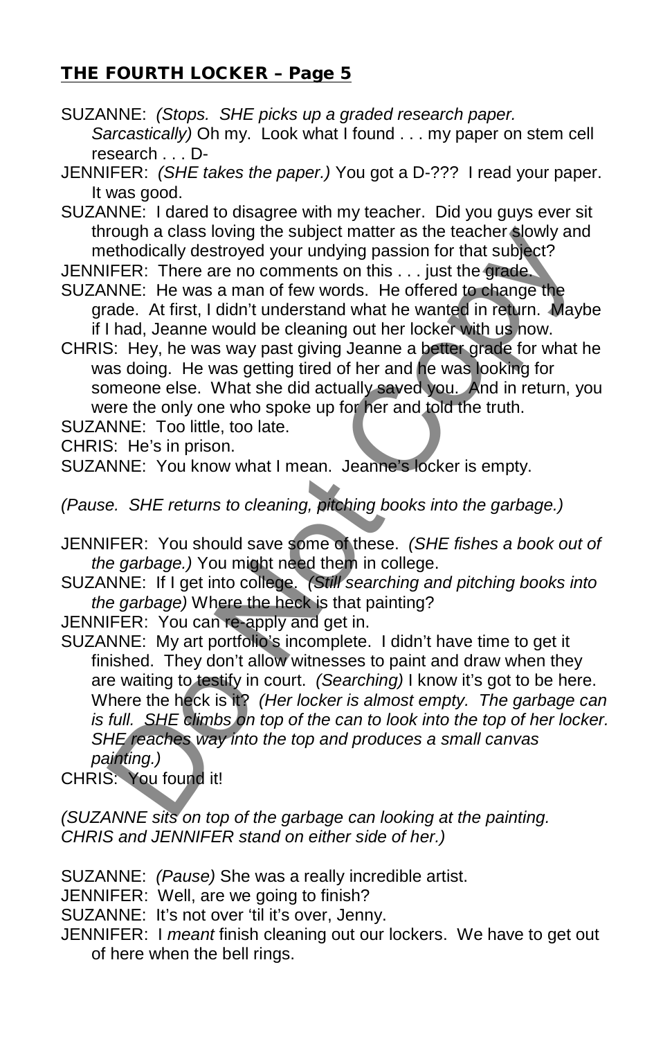SUZANNE: *(Stops. SHE picks up a graded research paper. Sarcastically)* Oh my. Look what I found . . . my paper on stem cell research . . . D-

JENNIFER: *(SHE takes the paper.)* You got a D-??? I read your paper. It was good.

SUZANNE: I dared to disagree with my teacher. Did you guys ever sit through a class loving the subject matter as the teacher slowly and methodically destroyed your undying passion for that subject?

JENNIFER: There are no comments on this . . . just the grade.

SUZANNE: He was a man of few words. He offered to change the grade. At first, I didn't understand what he wanted in return. Maybe if I had, Jeanne would be cleaning out her locker with us now.

CHRIS: Hey, he was way past giving Jeanne a better grade for what he was doing. He was getting tired of her and he was looking for someone else. What she did actually saved you. And in return, you were the only one who spoke up for her and told the truth.

SUZANNE: Too little, too late.

CHRIS: He's in prison.

SUZANNE: You know what I mean. Jeanne's locker is empty.

*(Pause. SHE returns to cleaning, pitching books into the garbage.)*

JENNIFER: You should save some of these. *(SHE fishes a book out of the garbage.)* You might need them in college.

SUZANNE: If I get into college. *(Still searching and pitching books into the garbage)* Where the heck is that painting?

JENNIFER: You can re-apply and get in.

SUZANNE: My art portfolio's incomplete. I didn't have time to get it finished. They don't allow witnesses to paint and draw when they are waiting to testify in court. *(Searching)* I know it's got to be here. Where the heck is it? *(Her locker is almost empty. The garbage can is full. SHE climbs on top of the can to look into the top of her locker. SHE reaches way into the top and produces a small canvas painting.)*

CHRIS: You found it!

*(SUZANNE sits on top of the garbage can looking at the painting. CHRIS and JENNIFER stand on either side of her.)*

SUZANNE: *(Pause)* She was a really incredible artist.

JENNIFER: Well, are we going to finish?

SUZANNE: It's not over 'til it's over, Jenny.

JENNIFER: I *meant* finish cleaning out our lockers. We have to get out of here when the bell rings.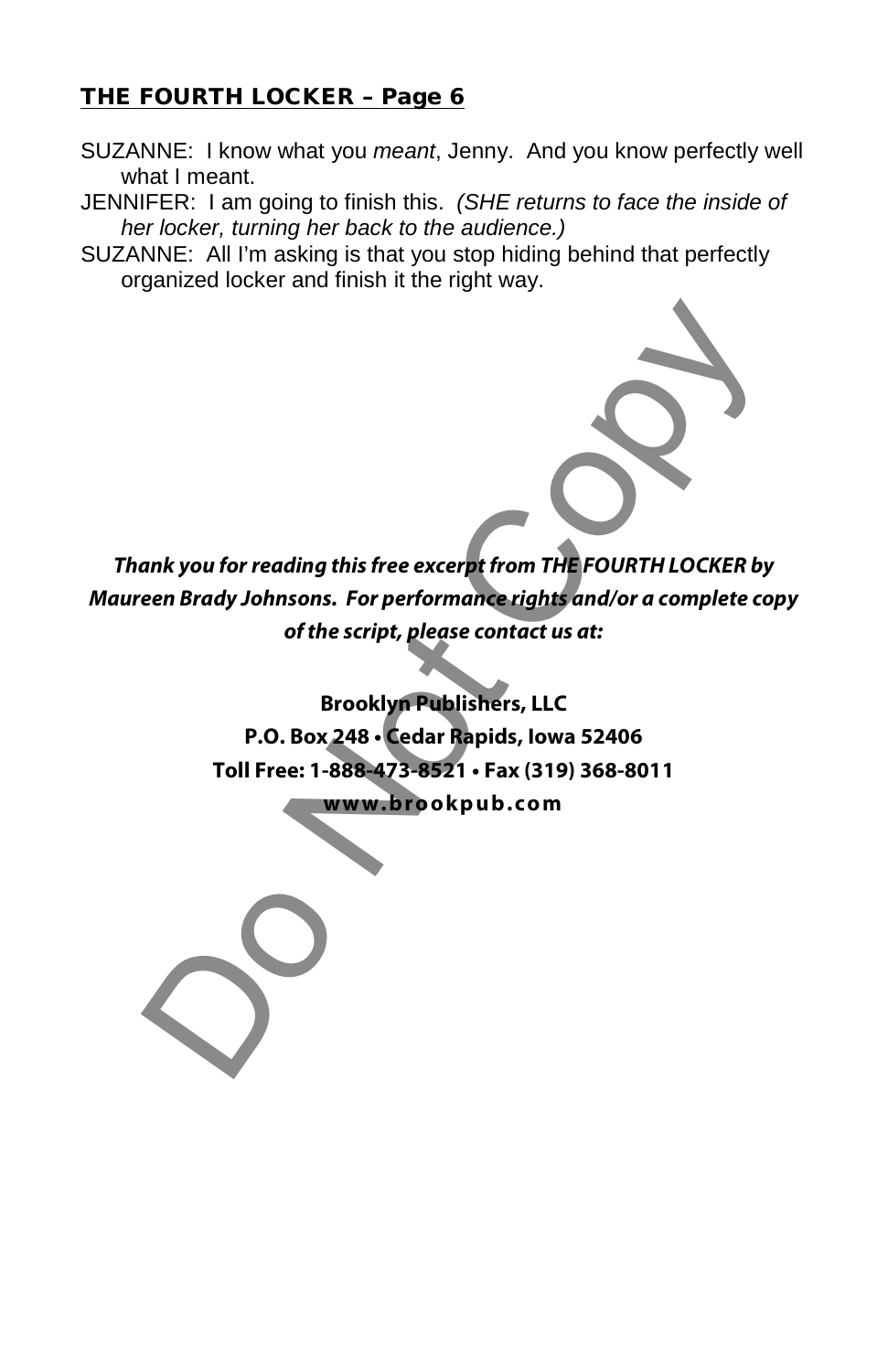SUZANNE: I know what you *meant*, Jenny. And you know perfectly well what I meant.

JENNIFER: I am going to finish this. *(SHE returns to face the inside of her locker, turning her back to the audience.)*

SUZANNE: All I'm asking is that you stop hiding behind that perfectly organized locker and finish it the right way.

***Thank you for reading this free excerpt from THE FOURTH LOCKER by Maureen Brady Johnsons. For performance rights and/or a complete copy of the script, please contact us at:***

**Brooklyn Publishers, LLC**
**P.O. Box 248 • Cedar Rapids, Iowa 52406**
**Toll Free: 1-888-473-8521 • Fax (319) 368-8011**
**www.brookpub.com**